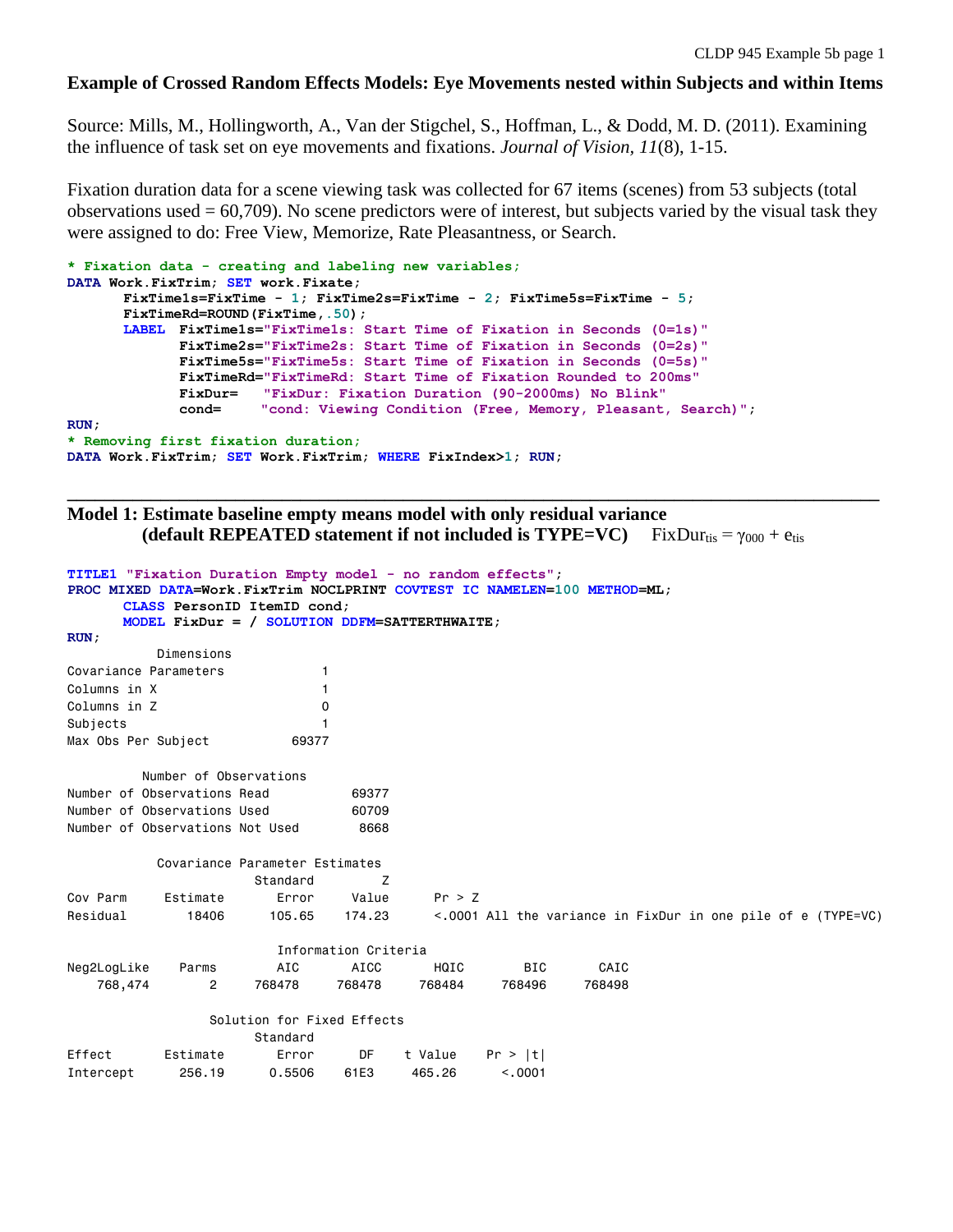# Example of Crossed Random Effects Models: Eye Movements nested within Subjects and within Items

Source: Mills, M., Hollingworth, A., Van der Stigchel, S., Hoffman, L., & Dodd, M. D. (2011). Examining the influence of task set on eye movements and fixations. *Journal of Vision, 11*(8), 1-15.

Fixation duration data for a scene viewing task was collected for 67 items (scenes) from 53 subjects (total observations used = 60,709). No scene predictors were of interest, but subjects varied by the visual task they were assigned to do: Free View, Memorize, Rate Pleasantness, or Search.

```
* Fixation data - creating and labeling new variables;
DATA Work.FixTrim; SET work.Fixate;
      FixTime1s=FixTime - 1; FixTime2s=FixTime - 2; FixTime5s=FixTime - 5;
      FixTimeRd=ROUND(FixTime,.50);
      LABEL  FixTime1s="FixTime1s: Start Time of Fixation in Seconds (0=1s)"
             FixTime2s="FixTime2s: Start Time of Fixation in Seconds (0=2s)"
             FixTime5s="FixTime5s: Start Time of Fixation in Seconds (0=5s)"
             FixTimeRd="FixTimeRd: Start Time of Fixation Rounded to 200ms"
             FixDur=   "FixDur: Fixation Duration (90-2000ms) No Blink"
             cond=     "cond: Viewing Condition (Free, Memory, Pleasant, Search)";
RUN;
* Removing first fixation duration;
DATA Work.FixTrim; SET Work.FixTrim; WHERE FixIndex>1; RUN;
```

---

## Model 1: Estimate baseline empty means model with only residual variance (default REPEATED statement if not included is TYPE=VC)

$FixDur_{tis} = \gamma_{000} + e_{tis}$

```
TITLE1 "Fixation Duration Empty model - no random effects";
PROC MIXED DATA=Work.FixTrim NOCLPRINT COVTEST IC NAMELEN=100 METHOD=ML;
      CLASS PersonID ItemID cond;
      MODEL FixDur = / SOLUTION DDFM=SATTERTHWAITE;
RUN;
```

```
          Dimensions
Covariance Parameters            1
Columns in X                     1
Columns in Z                     0
Subjects                         1
Max Obs Per Subject          69377

         Number of Observations
Number of Observations Read          69377
Number of Observations Used          60709
Number of Observations Not Used       8668

          Covariance Parameter Estimates
                        Standard         Z
Cov Parm     Estimate      Error     Value       Pr > Z
Residual        18406     105.65    174.23       <.0001 All the variance in FixDur in one pile of e (TYPE=VC)

                       Information Criteria
Neg2LogLike     Parms       AIC      AICC       HQIC        BIC       CAIC
    768,474         2    768478    768478     768484     768496     768498

                  Solution for Fixed Effects
                        Standard
Effect       Estimate      Error       DF    t Value    Pr > |t|
Intercept      256.19     0.5506     61E3     465.26      <.0001
```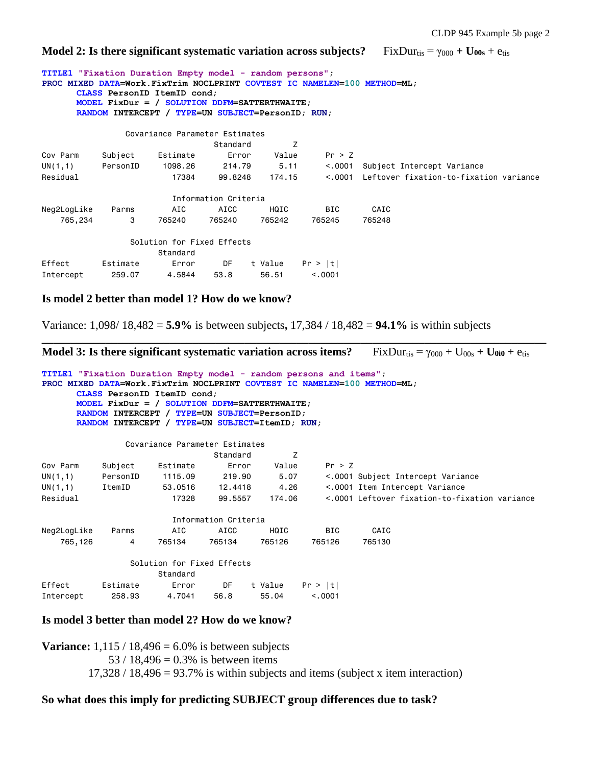**Model 2: Is there significant systematic variation across subjects?** $FixDur_{tis} = \gamma_{000} + \mathbf{U_{00s}} + e_{tis}$

```
TITLE1 "Fixation Duration Empty model - random persons";
PROC MIXED DATA=Work.FixTrim NOCLPRINT COVTEST IC NAMELEN=100 METHOD=ML;
      CLASS PersonID ItemID cond;
      MODEL FixDur = / SOLUTION DDFM=SATTERTHWAITE;
      RANDOM INTERCEPT / TYPE=UN SUBJECT=PersonID; RUN;
```

```
                Covariance Parameter Estimates
                                Standard         Z
Cov Parm     Subject     Estimate      Error     Value       Pr > Z
UN(1,1)      PersonID     1098.26     214.79      5.11       <.0001  Subject Intercept Variance
Residual                    17384    99.8248    174.15       <.0001  Leftover fixation-to-fixation variance

                       Information Criteria
Neg2LogLike    Parms        AIC       AICC       HQIC        BIC       CAIC
    765,234        3     765240     765240     765242     765245     765248

                 Solution for Fixed Effects
                           Standard
Effect       Estimate         Error       DF    t Value    Pr > |t|
Intercept      259.07        4.5844     53.8      56.51      <.0001
```

**Is model 2 better than model 1? How do we know?**

Variance: 1,098/ 18,482 = **5.9%** is between subjects**,** 17,384 / 18,482 = **94.1%** is within subjects

---

**Model 3: Is there significant systematic variation across items?** $FixDur_{tis} = \gamma_{000} + U_{00s} + \mathbf{U_{0i0}} + e_{tis}$

```
TITLE1 "Fixation Duration Empty model - random persons and items";
PROC MIXED DATA=Work.FixTrim NOCLPRINT COVTEST IC NAMELEN=100 METHOD=ML;
      CLASS PersonID ItemID cond;
      MODEL FixDur = / SOLUTION DDFM=SATTERTHWAITE;
      RANDOM INTERCEPT / TYPE=UN SUBJECT=PersonID;
      RANDOM INTERCEPT / TYPE=UN SUBJECT=ItemID; RUN;
```

```
                Covariance Parameter Estimates
                                Standard         Z
Cov Parm     Subject     Estimate      Error     Value       Pr > Z
UN(1,1)      PersonID     1115.09     219.90      5.07       <.0001 Subject Intercept Variance
UN(1,1)      ItemID       53.0516    12.4418      4.26       <.0001 Item Intercept Variance
Residual                    17328    99.5557    174.06       <.0001 Leftover fixation-to-fixation variance

                       Information Criteria
Neg2LogLike    Parms        AIC       AICC       HQIC        BIC       CAIC
    765,126        4     765134     765134     765126     765126     765130

                 Solution for Fixed Effects
                           Standard
Effect       Estimate         Error       DF    t Value    Pr > |t|
Intercept      258.93        4.7041     56.8      55.04      <.0001
```

**Is model 3 better than model 2? How do we know?**

**Variance:** 1,115 / 18,496 = 6.0% is between subjects
53 / 18,496 = 0.3% is between items
17,328 / 18,496 = 93.7% is within subjects and items (subject x item interaction)

**So what does this imply for predicting SUBJECT group differences due to task?**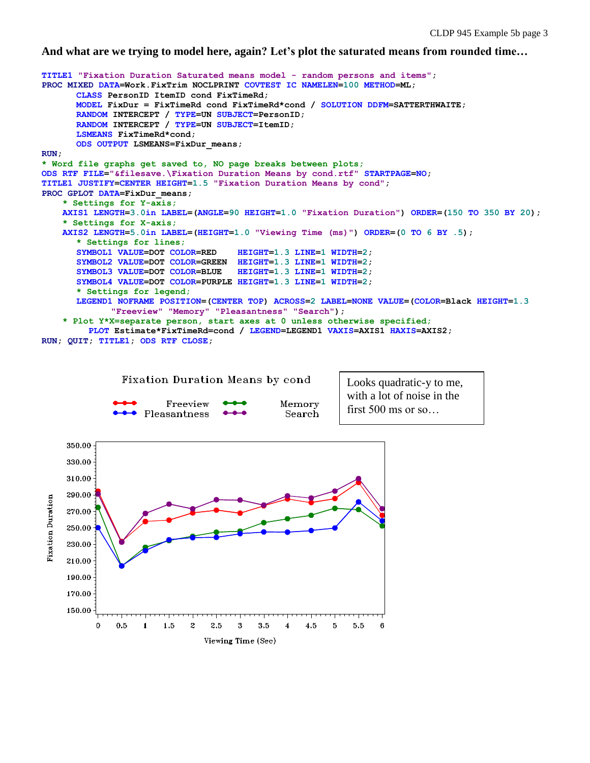**And what are we trying to model here, again? Let's plot the saturated means from rounded time…**

```
TITLE1 "Fixation Duration Saturated means model - random persons and items";
PROC MIXED DATA=Work.FixTrim NOCLPRINT COVTEST IC NAMELEN=100 METHOD=ML;
      CLASS PersonID ItemID cond FixTimeRd;
      MODEL FixDur = FixTimeRd cond FixTimeRd*cond / SOLUTION DDFM=SATTERTHWAITE;
      RANDOM INTERCEPT / TYPE=UN SUBJECT=PersonID;
      RANDOM INTERCEPT / TYPE=UN SUBJECT=ItemID;
      LSMEANS FixTimeRd*cond;
      ODS OUTPUT LSMEANS=FixDur_means;
RUN;
* Word file graphs get saved to, NO page breaks between plots;
ODS RTF FILE="&filesave.\Fixation Duration Means by cond.rtf" STARTPAGE=NO;
TITLE1 JUSTIFY=CENTER HEIGHT=1.5 "Fixation Duration Means by cond";
PROC GPLOT DATA=FixDur_means;
    * Settings for Y-axis;
    AXIS1 LENGTH=3.0in LABEL=(ANGLE=90 HEIGHT=1.0 "Fixation Duration") ORDER=(150 TO 350 BY 20);
    * Settings for X-axis;
    AXIS2 LENGTH=5.0in LABEL=(HEIGHT=1.0 "Viewing Time (ms)") ORDER=(0 TO 6 BY .5);
      * Settings for lines;
      SYMBOL1 VALUE=DOT COLOR=RED    HEIGHT=1.3 LINE=1 WIDTH=2;
      SYMBOL2 VALUE=DOT COLOR=GREEN  HEIGHT=1.3 LINE=1 WIDTH=2;
      SYMBOL3 VALUE=DOT COLOR=BLUE   HEIGHT=1.3 LINE=1 WIDTH=2;
      SYMBOL4 VALUE=DOT COLOR=PURPLE HEIGHT=1.3 LINE=1 WIDTH=2;
      * Settings for legend;
      LEGEND1 NOFRAME POSITION=(CENTER TOP) ACROSS=2 LABEL=NONE VALUE=(COLOR=Black HEIGHT=1.3
            "Freeview" "Memory" "Pleasantness" "Search");
    * Plot Y*X=separate person, start axes at 0 unless otherwise specified;
        PLOT Estimate*FixTimeRd=cond / LEGEND=LEGEND1 VAXIS=AXIS1 HAXIS=AXIS2;
RUN; QUIT; TITLE1; ODS RTF CLOSE;
```

Looks quadratic-y to me, with a lot of noise in the first 500 ms or so…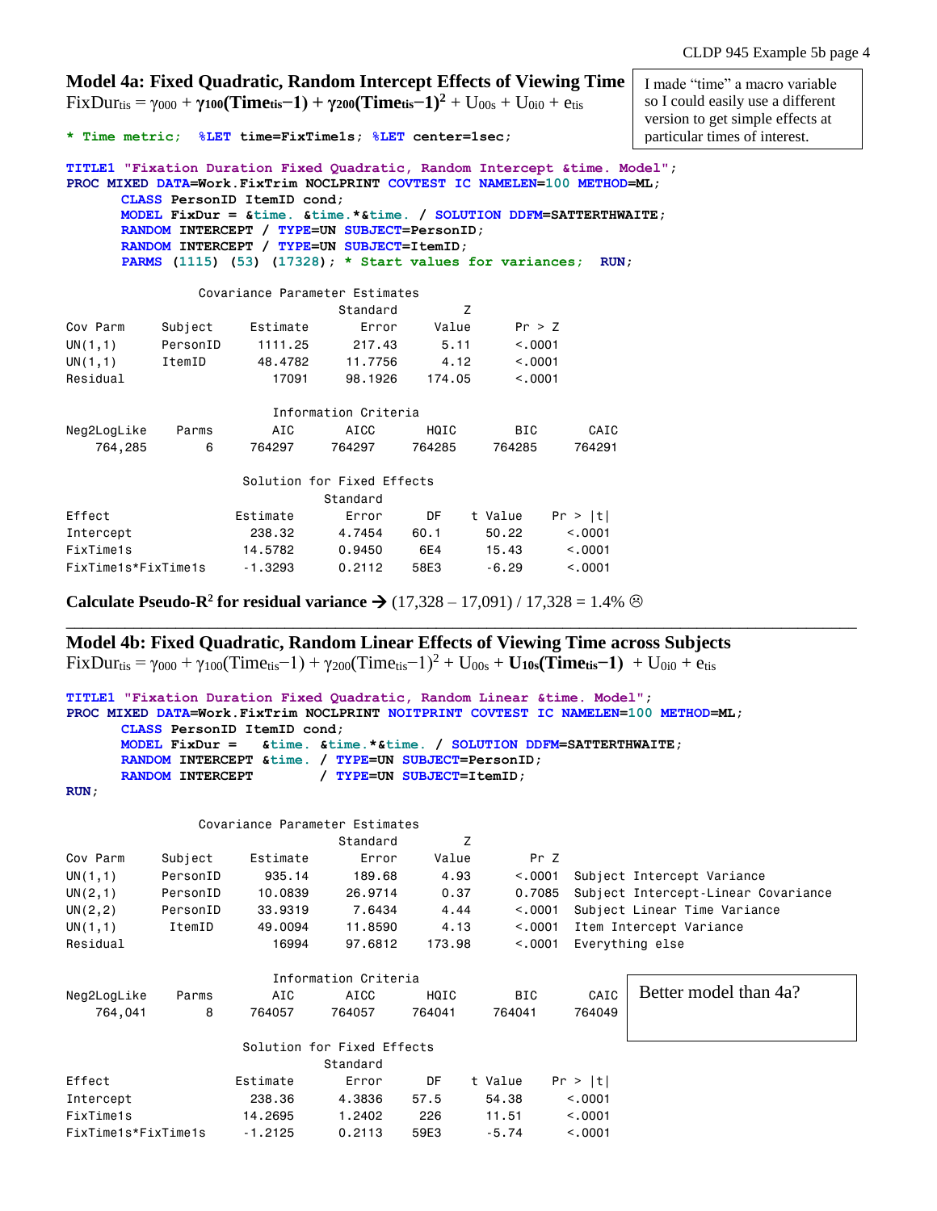## Model 4a: Fixed Quadratic, Random Intercept Effects of Viewing Time

$FixDur_{tis} = \gamma_{000} + \boldsymbol{\gamma_{100}(Time_{tis}-1)} + \boldsymbol{\gamma_{200}(Time_{tis}-1)^2} + U_{00s} + U_{0i0} + e_{tis}$

> I made "time" a macro variable so I could easily use a different version to get simple effects at particular times of interest.

```
* Time metric;  %LET time=FixTime1s; %LET center=1sec;

TITLE1 "Fixation Duration Fixed Quadratic, Random Intercept &time. Model";
PROC MIXED DATA=Work.FixTrim NOCLPRINT COVTEST IC NAMELEN=100 METHOD=ML;
      CLASS PersonID ItemID cond;
      MODEL FixDur = &time. &time.*&time. / SOLUTION DDFM=SATTERTHWAITE;
      RANDOM INTERCEPT / TYPE=UN SUBJECT=PersonID;
      RANDOM INTERCEPT / TYPE=UN SUBJECT=ItemID;
      PARMS (1115) (53) (17328); * Start values for variances;  RUN;
```

Covariance Parameter Estimates

| Cov Parm | Subject | Estimate | Standard Error | Z Value | Pr > Z |
|---|---|---|---|---|---|
| UN(1,1) | PersonID | 1111.25 | 217.43 | 5.11 | <.0001 |
| UN(1,1) | ItemID | 48.4782 | 11.7756 | 4.12 | <.0001 |
| Residual | | 17091 | 98.1926 | 174.05 | <.0001 |

Information Criteria

| Neg2LogLike | Parms | AIC | AICC | HQIC | BIC | CAIC |
|---|---|---|---|---|---|---|
| 764,285 | 6 | 764297 | 764297 | 764285 | 764285 | 764291 |

Solution for Fixed Effects

| Effect | Estimate | Standard Error | DF | t Value | Pr > \|t\| |
|---|---|---|---|---|---|
| Intercept | 238.32 | 4.7454 | 60.1 | 50.22 | <.0001 |
| FixTime1s | 14.5782 | 0.9450 | 6E4 | 15.43 | <.0001 |
| FixTime1s*FixTime1s | -1.3293 | 0.2112 | 58E3 | -6.29 | <.0001 |

**Calculate Pseudo-$R^2$ for residual variance →** (17,328 – 17,091) / 17,328 = 1.4% ☹

---

## Model 4b: Fixed Quadratic, Random Linear Effects of Viewing Time across Subjects

$FixDur_{tis} = \gamma_{000} + \gamma_{100}(Time_{tis}-1) + \gamma_{200}(Time_{tis}-1)^2 + U_{00s} + \boldsymbol{U_{10s}(Time_{tis}-1)} + U_{0i0} + e_{tis}$

```
TITLE1 "Fixation Duration Fixed Quadratic, Random Linear &time. Model";
PROC MIXED DATA=Work.FixTrim NOCLPRINT NOITPRINT COVTEST IC NAMELEN=100 METHOD=ML;
      CLASS PersonID ItemID cond;
      MODEL FixDur =   &time. &time.*&time. / SOLUTION DDFM=SATTERTHWAITE;
      RANDOM INTERCEPT &time.  / TYPE=UN SUBJECT=PersonID;
      RANDOM INTERCEPT         / TYPE=UN SUBJECT=ItemID;
RUN;
```

Covariance Parameter Estimates

| Cov Parm | Subject | Estimate | Standard Error | Z Value | Pr Z | |
|---|---|---|---|---|---|---|
| UN(1,1) | PersonID | 935.14 | 189.68 | 4.93 | <.0001 | Subject Intercept Variance |
| UN(2,1) | PersonID | 10.0839 | 26.9714 | 0.37 | 0.7085 | Subject Intercept-Linear Covariance |
| UN(2,2) | PersonID | 33.9319 | 7.6434 | 4.44 | <.0001 | Subject Linear Time Variance |
| UN(1,1) | ItemID | 49.0094 | 11.8590 | 4.13 | <.0001 | Item Intercept Variance |
| Residual | | 16994 | 97.6812 | 173.98 | <.0001 | Everything else |

Information Criteria

| Neg2LogLike | Parms | AIC | AICC | HQIC | BIC | CAIC |
|---|---|---|---|---|---|---|
| 764,041 | 8 | 764057 | 764057 | 764041 | 764041 | 764049 |

> Better model than 4a?

Solution for Fixed Effects

| Effect | Estimate | Standard Error | DF | t Value | Pr > \|t\| |
|---|---|---|---|---|---|
| Intercept | 238.36 | 4.3836 | 57.5 | 54.38 | <.0001 |
| FixTime1s | 14.2695 | 1.2402 | 226 | 11.51 | <.0001 |
| FixTime1s*FixTime1s | -1.2125 | 0.2113 | 59E3 | -5.74 | <.0001 |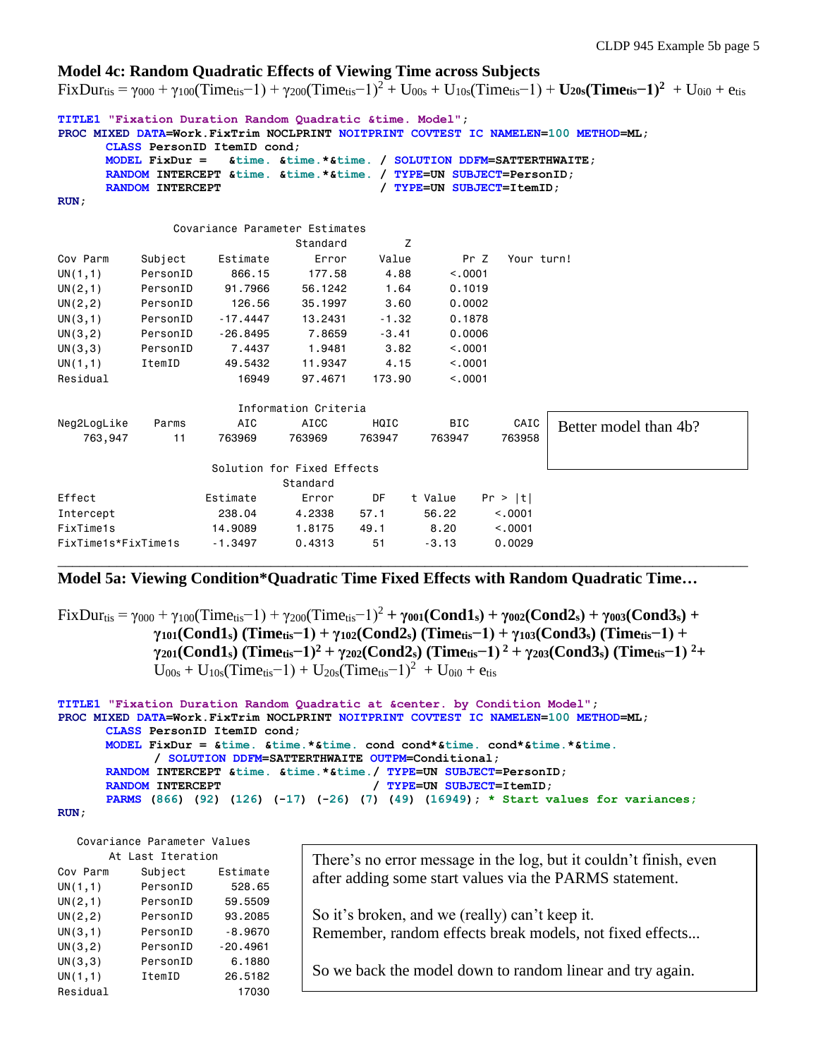## Model 4c: Random Quadratic Effects of Viewing Time across Subjects

$$\text{FixDur}_{tis} = \gamma_{000} + \gamma_{100}(\text{Time}_{tis}-1) + \gamma_{200}(\text{Time}_{tis}-1)^2 + U_{00s} + U_{10s}(\text{Time}_{tis}-1) + \mathbf{U_{20s}(Time_{tis}-1)^2} + U_{0i0} + e_{tis}$$

```
TITLE1 "Fixation Duration Random Quadratic &time. Model";
PROC MIXED DATA=Work.FixTrim NOCLPRINT NOITPRINT COVTEST IC NAMELEN=100 METHOD=ML;
      CLASS PersonID ItemID cond;
      MODEL FixDur =   &time. &time.*&time. / SOLUTION DDFM=SATTERTHWAITE;
      RANDOM INTERCEPT &time. &time.*&time. / TYPE=UN SUBJECT=PersonID;
      RANDOM INTERCEPT                      / TYPE=UN SUBJECT=ItemID;
RUN;
```

Covariance Parameter Estimates

| Cov Parm | Subject | Estimate | Standard Error | Z Value | Pr Z | Your turn! |
|---|---|---|---|---|---|---|
| UN(1,1) | PersonID | 866.15 | 177.58 | 4.88 | <.0001 | |
| UN(2,1) | PersonID | 91.7966 | 56.1242 | 1.64 | 0.1019 | |
| UN(2,2) | PersonID | 126.56 | 35.1997 | 3.60 | 0.0002 | |
| UN(3,1) | PersonID | -17.4447 | 13.2431 | -1.32 | 0.1878 | |
| UN(3,2) | PersonID | -26.8495 | 7.8659 | -3.41 | 0.0006 | |
| UN(3,3) | PersonID | 7.4437 | 1.9481 | 3.82 | <.0001 | |
| UN(1,1) | ItemID | 49.5432 | 11.9347 | 4.15 | <.0001 | |
| Residual | | 16949 | 97.4671 | 173.90 | <.0001 | |

Information Criteria

| Neg2LogLike | Parms | AIC | AICC | HQIC | BIC | CAIC |
|---|---|---|---|---|---|---|
| 763,947 | 11 | 763969 | 763969 | 763947 | 763947 | 763958 |

Better model than 4b?

Solution for Fixed Effects

| Effect | Estimate | Standard Error | DF | t Value | Pr > \|t\| |
|---|---|---|---|---|---|
| Intercept | 238.04 | 4.2338 | 57.1 | 56.22 | <.0001 |
| FixTime1s | 14.9089 | 1.8175 | 49.1 | 8.20 | <.0001 |
| FixTime1s*FixTime1s | -1.3497 | 0.4313 | 51 | -3.13 | 0.0029 |

---

## Model 5a: Viewing Condition*Quadratic Time Fixed Effects with Random Quadratic Time…

$$\begin{aligned}\text{FixDur}_{tis} = {} & \gamma_{000} + \gamma_{100}(\text{Time}_{tis}-1) + \gamma_{200}(\text{Time}_{tis}-1)^2 + \boldsymbol{\gamma_{001}(\text{Cond1}_s) + \gamma_{002}(\text{Cond2}_s) + \gamma_{003}(\text{Cond3}_s)} + \\ & \boldsymbol{\gamma_{101}(\text{Cond1}_s)(\text{Time}_{tis}-1) + \gamma_{102}(\text{Cond2}_s)(\text{Time}_{tis}-1) + \gamma_{103}(\text{Cond3}_s)(\text{Time}_{tis}-1)} + \\ & \boldsymbol{\gamma_{201}(\text{Cond1}_s)(\text{Time}_{tis}-1)^2 + \gamma_{202}(\text{Cond2}_s)(\text{Time}_{tis}-1)^2 + \gamma_{203}(\text{Cond3}_s)(\text{Time}_{tis}-1)^2} + \\ & U_{00s} + U_{10s}(\text{Time}_{tis}-1) + U_{20s}(\text{Time}_{tis}-1)^2 + U_{0i0} + e_{tis}\end{aligned}$$

```
TITLE1 "Fixation Duration Random Quadratic at &center. by Condition Model";
PROC MIXED DATA=Work.FixTrim NOCLPRINT NOITPRINT COVTEST IC NAMELEN=100 METHOD=ML;
      CLASS PersonID ItemID cond;
      MODEL FixDur = &time. &time.*&time. cond cond*&time. cond*&time.*&time.
            / SOLUTION DDFM=SATTERTHWAITE OUTPM=Conditional;
      RANDOM INTERCEPT &time. &time.*&time./ TYPE=UN SUBJECT=PersonID;
      RANDOM INTERCEPT                    / TYPE=UN SUBJECT=ItemID;
      PARMS (866) (92) (126) (-17) (-26) (7) (49) (16949); * Start values for variances;
RUN;
```

Covariance Parameter Values At Last Iteration

| Cov Parm | Subject | Estimate |
|---|---|---|
| UN(1,1) | PersonID | 528.65 |
| UN(2,1) | PersonID | 59.5509 |
| UN(2,2) | PersonID | 93.2085 |
| UN(3,1) | PersonID | -8.9670 |
| UN(3,2) | PersonID | -20.4961 |
| UN(3,3) | PersonID | 6.1880 |
| UN(1,1) | ItemID | 26.5182 |
| Residual | | 17030 |

There's no error message in the log, but it couldn't finish, even after adding some start values via the PARMS statement.

So it's broken, and we (really) can't keep it.
Remember, random effects break models, not fixed effects...

So we back the model down to random linear and try again.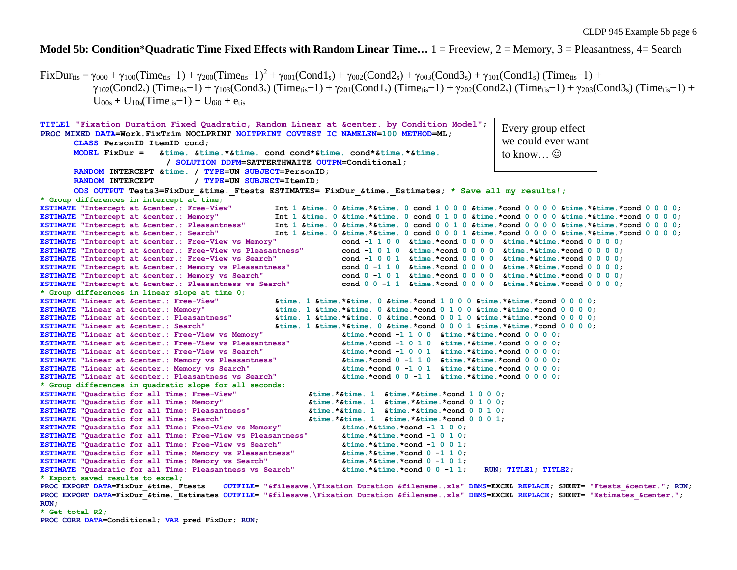**Model 5b: Condition*Quadratic Time Fixed Effects with Random Linear Time…** 1 = Freeview, 2 = Memory, 3 = Pleasantness, 4= Search

$$
\begin{aligned}
\text{FixDur}_{tis} = \; & \gamma_{000} + \gamma_{100}(\text{Time}_{tis}-1) + \gamma_{200}(\text{Time}_{tis}-1)^2 + \gamma_{001}(\text{Cond1}_s) + \gamma_{002}(\text{Cond2}_s) + \gamma_{003}(\text{Cond3}_s) + \gamma_{101}(\text{Cond1}_s)(\text{Time}_{tis}-1) + \\
& \gamma_{102}(\text{Cond2}_s)(\text{Time}_{tis}-1) + \gamma_{103}(\text{Cond3}_s)(\text{Time}_{tis}-1) + \gamma_{201}(\text{Cond1}_s)(\text{Time}_{tis}-1) + \gamma_{202}(\text{Cond2}_s)(\text{Time}_{tis}-1) + \gamma_{203}(\text{Cond3}_s)(\text{Time}_{tis}-1) + \\
& U_{00s} + U_{10s}(\text{Time}_{tis}-1) + U_{0i0} + e_{tis}
\end{aligned}
$$

> Every group effect we could ever want to know… ☺

```
TITLE1 "Fixation Duration Fixed Quadratic, Random Linear at &center. by Condition Model";
PROC MIXED DATA=Work.FixTrim NOCLPRINT NOITPRINT COVTEST IC NAMELEN=100 METHOD=ML;
      CLASS PersonID ItemID cond;
      MODEL FixDur =   &time. &time.*&time. cond cond*&time. cond*&time.*&time.
                     / SOLUTION DDFM=SATTERTHWAITE OUTPM=Conditional;
      RANDOM INTERCEPT &time. / TYPE=UN SUBJECT=PersonID;
      RANDOM INTERCEPT        / TYPE=UN SUBJECT=ItemID;
      ODS OUTPUT Tests3=FixDur_&time._Ftests ESTIMATES= FixDur_&time._Estimates; * Save all my results!;
* Group differences in intercept at time;
ESTIMATE "Intercept at &center.: Free-View"        Int 1 &time. 0 &time.*&time. 0 cond 1 0 0 0 &time.*cond 0 0 0 0 &time.*&time.*cond 0 0 0 0;
ESTIMATE "Intercept at &center.: Memory"           Int 1 &time. 0 &time.*&time. 0 cond 0 1 0 0 &time.*cond 0 0 0 0 &time.*&time.*cond 0 0 0 0;
ESTIMATE "Intercept at &center.: Pleasantness"     Int 1 &time. 0 &time.*&time. 0 cond 0 0 1 0 &time.*cond 0 0 0 0 &time.*&time.*cond 0 0 0 0;
ESTIMATE "Intercept at &center.: Search"           Int 1 &time. 0 &time.*&time. 0 cond 0 0 0 1 &time.*cond 0 0 0 0 &time.*&time.*cond 0 0 0 0;
ESTIMATE "Intercept at &center.: Free-View vs Memory"           cond -1 1 0 0  &time.*cond 0 0 0 0  &time.*&time.*cond 0 0 0 0;
ESTIMATE "Intercept at &center.: Free-View vs Pleasantness"     cond -1 0 1 0  &time.*cond 0 0 0 0  &time.*&time.*cond 0 0 0 0;
ESTIMATE "Intercept at &center.: Free-View vs Search"           cond -1 0 0 1  &time.*cond 0 0 0 0  &time.*&time.*cond 0 0 0 0;
ESTIMATE "Intercept at &center.: Memory vs Pleasantness"        cond 0 -1 1 0  &time.*cond 0 0 0 0  &time.*&time.*cond 0 0 0 0;
ESTIMATE "Intercept at &center.: Memory vs Search"              cond 0 -1 0 1  &time.*cond 0 0 0 0  &time.*&time.*cond 0 0 0 0;
ESTIMATE "Intercept at &center.: Pleasantness vs Search"        cond 0 0 -1 1  &time.*cond 0 0 0 0  &time.*&time.*cond 0 0 0 0;
* Group differences in linear slope at time 0;
ESTIMATE "Linear at &center.: Free-View"          &time. 1 &time.*&time. 0 &time.*cond 1 0 0 0 &time.*&time.*cond 0 0 0 0;
ESTIMATE "Linear at &center.: Memory"             &time. 1 &time.*&time. 0 &time.*cond 0 1 0 0 &time.*&time.*cond 0 0 0 0;
ESTIMATE "Linear at &center.: Pleasantness"       &time. 1 &time.*&time. 0 &time.*cond 0 0 1 0 &time.*&time.*cond 0 0 0 0;
ESTIMATE "Linear at &center.: Search"             &time. 1 &time.*&time. 0 &time.*cond 0 0 0 1 &time.*&time.*cond 0 0 0 0;
ESTIMATE "Linear at &center.: Free-View vs Memory"              &time.*cond -1 1 0 0  &time.*&time.*cond 0 0 0 0;
ESTIMATE "Linear at &center.: Free-View vs Pleasantness"        &time.*cond -1 0 1 0  &time.*&time.*cond 0 0 0 0;
ESTIMATE "Linear at &center.: Free-View vs Search"              &time.*cond -1 0 0 1  &time.*&time.*cond 0 0 0 0;
ESTIMATE "Linear at &center.: Memory vs Pleasantness"           &time.*cond 0 -1 1 0  &time.*&time.*cond 0 0 0 0;
ESTIMATE "Linear at &center.: Memory vs Search"                 &time.*cond 0 -1 0 1  &time.*&time.*cond 0 0 0 0;
ESTIMATE "Linear at &center.: Pleasantness vs Search"           &time.*cond 0 0 -1 1  &time.*&time.*cond 0 0 0 0;
* Group differences in quadratic slope for all seconds;
ESTIMATE "Quadratic for all Time: Free-View"              &time.*&time. 1  &time.*&time.*cond 1 0 0 0;
ESTIMATE "Quadratic for all Time: Memory"                 &time.*&time. 1  &time.*&time.*cond 0 1 0 0;
ESTIMATE "Quadratic for all Time: Pleasantness"           &time.*&time. 1  &time.*&time.*cond 0 0 1 0;
ESTIMATE "Quadratic for all Time: Search"                 &time.*&time. 1  &time.*&time.*cond 0 0 0 1;
ESTIMATE "Quadratic for all Time: Free-View vs Memory"            &time.*&time.*cond -1 1 0 0;
ESTIMATE "Quadratic for all Time: Free-View vs Pleasantness"      &time.*&time.*cond -1 0 1 0;
ESTIMATE "Quadratic for all Time: Free-View vs Search"            &time.*&time.*cond -1 0 0 1;
ESTIMATE "Quadratic for all Time: Memory vs Pleasantness"         &time.*&time.*cond 0 -1 1 0;
ESTIMATE "Quadratic for all Time: Memory vs Search"               &time.*&time.*cond 0 -1 0 1;
ESTIMATE "Quadratic for all Time: Pleasantness vs Search"         &time.*&time.*cond 0 0 -1 1;    RUN; TITLE1; TITLE2;
* Export saved results to excel;
PROC EXPORT DATA=FixDur_&time._Ftests    OUTFILE= "&filesave.\Fixation Duration &filename..xls" DBMS=EXCEL REPLACE; SHEET= "Ftests_&center."; RUN;
PROC EXPORT DATA=FixDur_&time._Estimates OUTFILE= "&filesave.\Fixation Duration &filename..xls" DBMS=EXCEL REPLACE; SHEET= "Estimates_&center.";
RUN;
* Get total R2;
PROC CORR DATA=Conditional; VAR pred FixDur; RUN;
```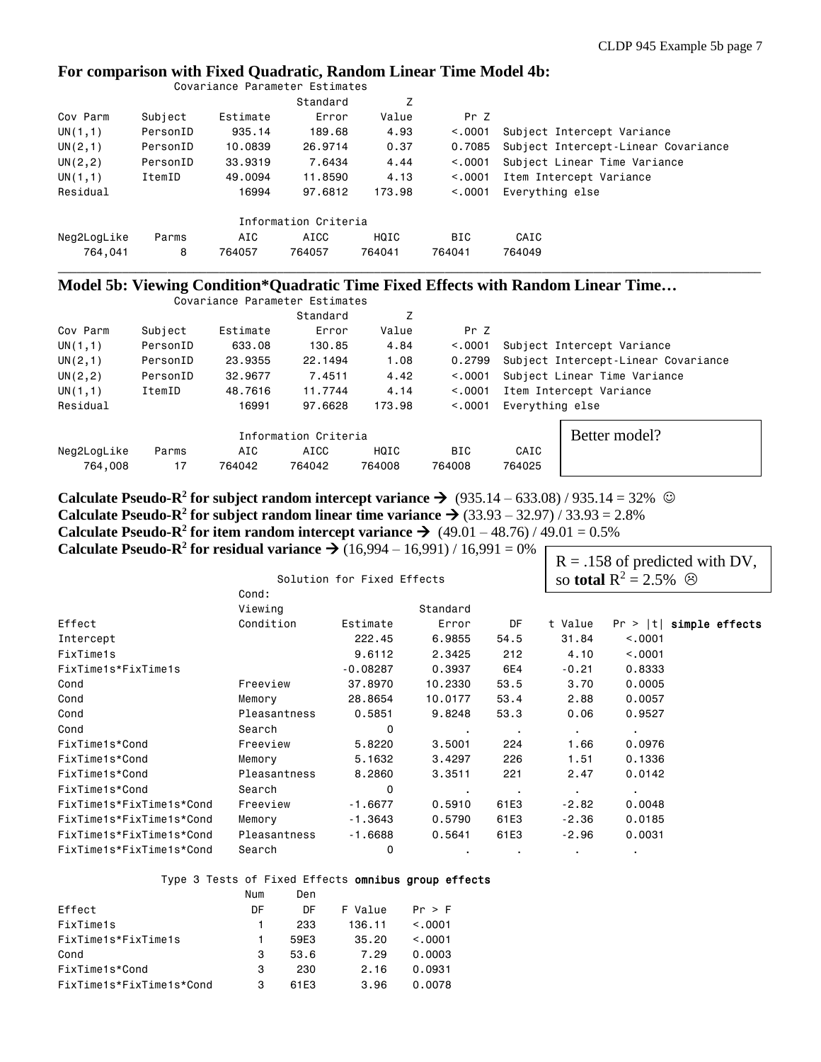## For comparison with Fixed Quadratic, Random Linear Time Model 4b:

Covariance Parameter Estimates

| Cov Parm | Subject | Estimate | Standard Error | Z Value | Pr Z | |
|---|---|---|---|---|---|---|
| UN(1,1) | PersonID | 935.14 | 189.68 | 4.93 | <.0001 | Subject Intercept Variance |
| UN(2,1) | PersonID | 10.0839 | 26.9714 | 0.37 | 0.7085 | Subject Intercept-Linear Covariance |
| UN(2,2) | PersonID | 33.9319 | 7.6434 | 4.44 | <.0001 | Subject Linear Time Variance |
| UN(1,1) | ItemID | 49.0094 | 11.8590 | 4.13 | <.0001 | Item Intercept Variance |
| Residual | | 16994 | 97.6812 | 173.98 | <.0001 | Everything else |

Information Criteria

| Neg2LogLike | Parms | AIC | AICC | HQIC | BIC | CAIC |
|---|---|---|---|---|---|---|
| 764,041 | 8 | 764057 | 764057 | 764041 | 764041 | 764049 |

---

## Model 5b: Viewing Condition*Quadratic Time Fixed Effects with Random Linear Time…

Covariance Parameter Estimates

| Cov Parm | Subject | Estimate | Standard Error | Z Value | Pr Z | |
|---|---|---|---|---|---|---|
| UN(1,1) | PersonID | 633.08 | 130.85 | 4.84 | <.0001 | Subject Intercept Variance |
| UN(2,1) | PersonID | 23.9355 | 22.1494 | 1.08 | 0.2799 | Subject Intercept-Linear Covariance |
| UN(2,2) | PersonID | 32.9677 | 7.4511 | 4.42 | <.0001 | Subject Linear Time Variance |
| UN(1,1) | ItemID | 48.7616 | 11.7744 | 4.14 | <.0001 | Item Intercept Variance |
| Residual | | 16991 | 97.6628 | 173.98 | <.0001 | Everything else |

Information Criteria

| Neg2LogLike | Parms | AIC | AICC | HQIC | BIC | CAIC |
|---|---|---|---|---|---|---|
| 764,008 | 17 | 764042 | 764042 | 764008 | 764008 | 764025 |

Better model?

**Calculate Pseudo-$R^2$ for subject random intercept variance →** (935.14 – 633.08) / 935.14 = 32% ☺
**Calculate Pseudo-$R^2$ for subject random linear time variance →** (33.93 – 32.97) / 33.93 = 2.8%
**Calculate Pseudo-$R^2$ for item random intercept variance →** (49.01 – 48.76) / 49.01 = 0.5%
**Calculate Pseudo-$R^2$ for residual variance →** (16,994 – 16,991) / 16,991 = 0%

R = .158 of predicted with DV, so **total** $R^2$ = 2.5% ☹

Solution for Fixed Effects

| Effect | Cond: Viewing Condition | Estimate | Standard Error | DF | t Value | Pr > \|t\| **simple effects** |
|---|---|---|---|---|---|---|
| Intercept | | 222.45 | 6.9855 | 54.5 | 31.84 | <.0001 |
| FixTime1s | | 9.6112 | 2.3425 | 212 | 4.10 | <.0001 |
| FixTime1s*FixTime1s | | -0.08287 | 0.3937 | 6E4 | -0.21 | 0.8333 |
| Cond | Freeview | 37.8970 | 10.2330 | 53.5 | 3.70 | 0.0005 |
| Cond | Memory | 28.8654 | 10.0177 | 53.4 | 2.88 | 0.0057 |
| Cond | Pleasantness | 0.5851 | 9.8248 | 53.3 | 0.06 | 0.9527 |
| Cond | Search | 0 | . | . | . | . |
| FixTime1s*Cond | Freeview | 5.8220 | 3.5001 | 224 | 1.66 | 0.0976 |
| FixTime1s*Cond | Memory | 5.1632 | 3.4297 | 226 | 1.51 | 0.1336 |
| FixTime1s*Cond | Pleasantness | 8.2860 | 3.3511 | 221 | 2.47 | 0.0142 |
| FixTime1s*Cond | Search | 0 | . | . | . | . |
| FixTime1s*FixTime1s*Cond | Freeview | -1.6677 | 0.5910 | 61E3 | -2.82 | 0.0048 |
| FixTime1s*FixTime1s*Cond | Memory | -1.3643 | 0.5790 | 61E3 | -2.36 | 0.0185 |
| FixTime1s*FixTime1s*Cond | Pleasantness | -1.6688 | 0.5641 | 61E3 | -2.96 | 0.0031 |
| FixTime1s*FixTime1s*Cond | Search | 0 | . | . | . | . |

Type 3 Tests of Fixed Effects **omnibus group effects**

| Effect | Num DF | Den DF | F Value | Pr > F |
|---|---|---|---|---|
| FixTime1s | 1 | 233 | 136.11 | <.0001 |
| FixTime1s*FixTime1s | 1 | 59E3 | 35.20 | <.0001 |
| Cond | 3 | 53.6 | 7.29 | 0.0003 |
| FixTime1s*Cond | 3 | 230 | 2.16 | 0.0931 |
| FixTime1s*FixTime1s*Cond | 3 | 61E3 | 3.96 | 0.0078 |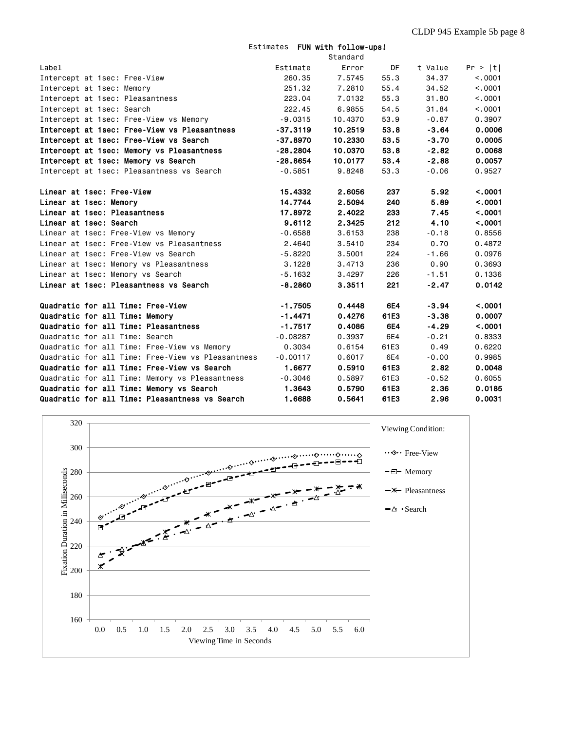Estimates **FUN with follow-ups!**

| Label | Estimate | Standard Error | DF | t Value | Pr > \|t\| |
|---|---|---|---|---|---|
| Intercept at 1sec: Free-View | 260.35 | 7.5745 | 55.3 | 34.37 | <.0001 |
| Intercept at 1sec: Memory | 251.32 | 7.2810 | 55.4 | 34.52 | <.0001 |
| Intercept at 1sec: Pleasantness | 223.04 | 7.0132 | 55.3 | 31.80 | <.0001 |
| Intercept at 1sec: Search | 222.45 | 6.9855 | 54.5 | 31.84 | <.0001 |
| Intercept at 1sec: Free-View vs Memory | -9.0315 | 10.4370 | 53.9 | -0.87 | 0.3907 |
| **Intercept at 1sec: Free-View vs Pleasantness** | **-37.3119** | **10.2519** | **53.8** | **-3.64** | **0.0006** |
| **Intercept at 1sec: Free-View vs Search** | **-37.8970** | **10.2330** | **53.5** | **-3.70** | **0.0005** |
| **Intercept at 1sec: Memory vs Pleasantness** | **-28.2804** | **10.0370** | **53.8** | **-2.82** | **0.0068** |
| **Intercept at 1sec: Memory vs Search** | **-28.8654** | **10.0177** | **53.4** | **-2.88** | **0.0057** |
| Intercept at 1sec: Pleasantness vs Search | -0.5851 | 9.8248 | 53.3 | -0.06 | 0.9527 |
| **Linear at 1sec: Free-View** | **15.4332** | **2.6056** | **237** | **5.92** | **<.0001** |
| **Linear at 1sec: Memory** | **14.7744** | **2.5094** | **240** | **5.89** | **<.0001** |
| **Linear at 1sec: Pleasantness** | **17.8972** | **2.4022** | **233** | **7.45** | **<.0001** |
| **Linear at 1sec: Search** | **9.6112** | **2.3425** | **212** | **4.10** | **<.0001** |
| Linear at 1sec: Free-View vs Memory | -0.6588 | 3.6153 | 238 | -0.18 | 0.8556 |
| Linear at 1sec: Free-View vs Pleasantness | 2.4640 | 3.5410 | 234 | 0.70 | 0.4872 |
| Linear at 1sec: Free-View vs Search | -5.8220 | 3.5001 | 224 | -1.66 | 0.0976 |
| Linear at 1sec: Memory vs Pleasantness | 3.1228 | 3.4713 | 236 | 0.90 | 0.3693 |
| Linear at 1sec: Memory vs Search | -5.1632 | 3.4297 | 226 | -1.51 | 0.1336 |
| **Linear at 1sec: Pleasantness vs Search** | **-8.2860** | **3.3511** | **221** | **-2.47** | **0.0142** |
| **Quadratic for all Time: Free-View** | **-1.7505** | **0.4448** | **6E4** | **-3.94** | **<.0001** |
| **Quadratic for all Time: Memory** | **-1.4471** | **0.4276** | **61E3** | **-3.38** | **0.0007** |
| **Quadratic for all Time: Pleasantness** | **-1.7517** | **0.4086** | **6E4** | **-4.29** | **<.0001** |
| Quadratic for all Time: Search | -0.08287 | 0.3937 | 6E4 | -0.21 | 0.8333 |
| Quadratic for all Time: Free-View vs Memory | 0.3034 | 0.6154 | 61E3 | 0.49 | 0.6220 |
| Quadratic for all Time: Free-View vs Pleasantness | -0.00117 | 0.6017 | 6E4 | -0.00 | 0.9985 |
| **Quadratic for all Time: Free-View vs Search** | **1.6677** | **0.5910** | **61E3** | **2.82** | **0.0048** |
| Quadratic for all Time: Memory vs Pleasantness | -0.3046 | 0.5897 | 61E3 | -0.52 | 0.6055 |
| **Quadratic for all Time: Memory vs Search** | **1.3643** | **0.5790** | **61E3** | **2.36** | **0.0185** |
| **Quadratic for all Time: Pleasantness vs Search** | **1.6688** | **0.5641** | **61E3** | **2.96** | **0.0031** |

Viewing Condition:
Free-View
Memory
Pleasantness
Search

Fixation Duration in Milliseconds
320
300
280
260
240
220
200
180
160

0.0 0.5 1.0 1.5 2.0 2.5 3.0 3.5 4.0 4.5 5.0 5.5 6.0
Viewing Time in Seconds